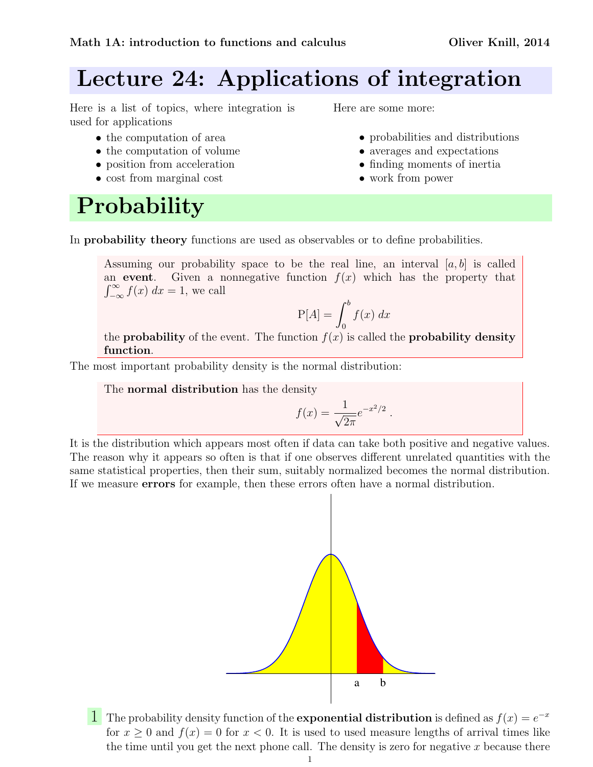# Lecture 24: Applications of integration

Here is a list of topics, where integration is used for applications

- the computation of area
- the computation of volume
- position from acceleration
- cost from marginal cost

Here are some more:

- probabilities and distributions
- averages and expectations
- finding moments of inertia
- work from power

# Probability

In **probability theory** functions are used as observables or to define probabilities.

Assuming our probability space to be the real line, an interval $[a, b]$ is called an **event**. Given a nonnegative function $f(x)$ which has the property that $\int_{-\infty}^{\infty} f(x)\, dx = 1$, we call

$$\mathrm{P}[A] = \int_0^b f(x)\, dx$$

the **probability** of the event. The function $f(x)$ is called the **probability density function**.

The most important probability density is the normal distribution:

The **normal distribution** has the density

$$f(x) = \frac{1}{\sqrt{2\pi}} e^{-x^2/2} .$$

It is the distribution which appears most often if data can take both positive and negative values. The reason why it appears so often is that if one observes different unrelated quantities with the same statistical properties, then their sum, suitably normalized becomes the normal distribution. If we measure **errors** for example, then these errors often have a normal distribution.

**1** The probability density function of the **exponential distribution** is defined as $f(x) = e^{-x}$ for $x \geq 0$ and $f(x) = 0$ for $x < 0$. It is used to used measure lengths of arrival times like the time until you get the next phone call. The density is zero for negative $x$ because there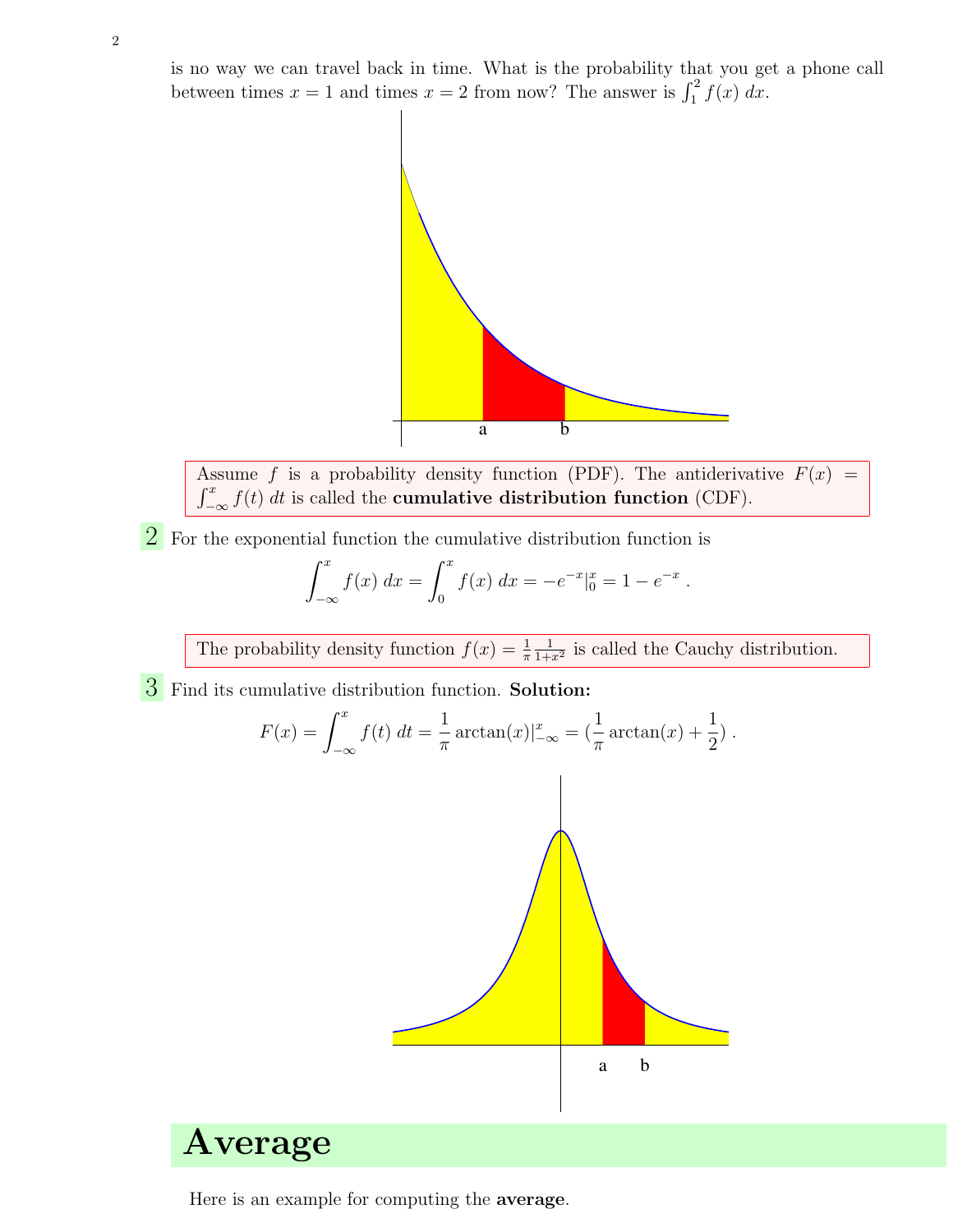is no way we can travel back in time. What is the probability that you get a phone call between times $x = 1$ and times $x = 2$ from now? The answer is $\int_1^2 f(x)\,dx$.

a b

> Assume $f$ is a probability density function (PDF). The antiderivative $F(x) = \int_{-\infty}^{x} f(t)\,dt$ is called the **cumulative distribution function** (CDF).

**2** For the exponential function the cumulative distribution function is

$$\int_{-\infty}^{x} f(x)\,dx = \int_{0}^{x} f(x)\,dx = -e^{-x}|_0^x = 1 - e^{-x}\,.$$

> The probability density function $f(x) = \frac{1}{\pi}\frac{1}{1+x^2}$ is called the Cauchy distribution.

**3** Find its cumulative distribution function. **Solution:**

$$F(x) = \int_{-\infty}^{x} f(t)\,dt = \frac{1}{\pi}\arctan(x)|_{-\infty}^{x} = (\frac{1}{\pi}\arctan(x) + \frac{1}{2})\,.$$

a b

# Average

Here is an example for computing the **average**.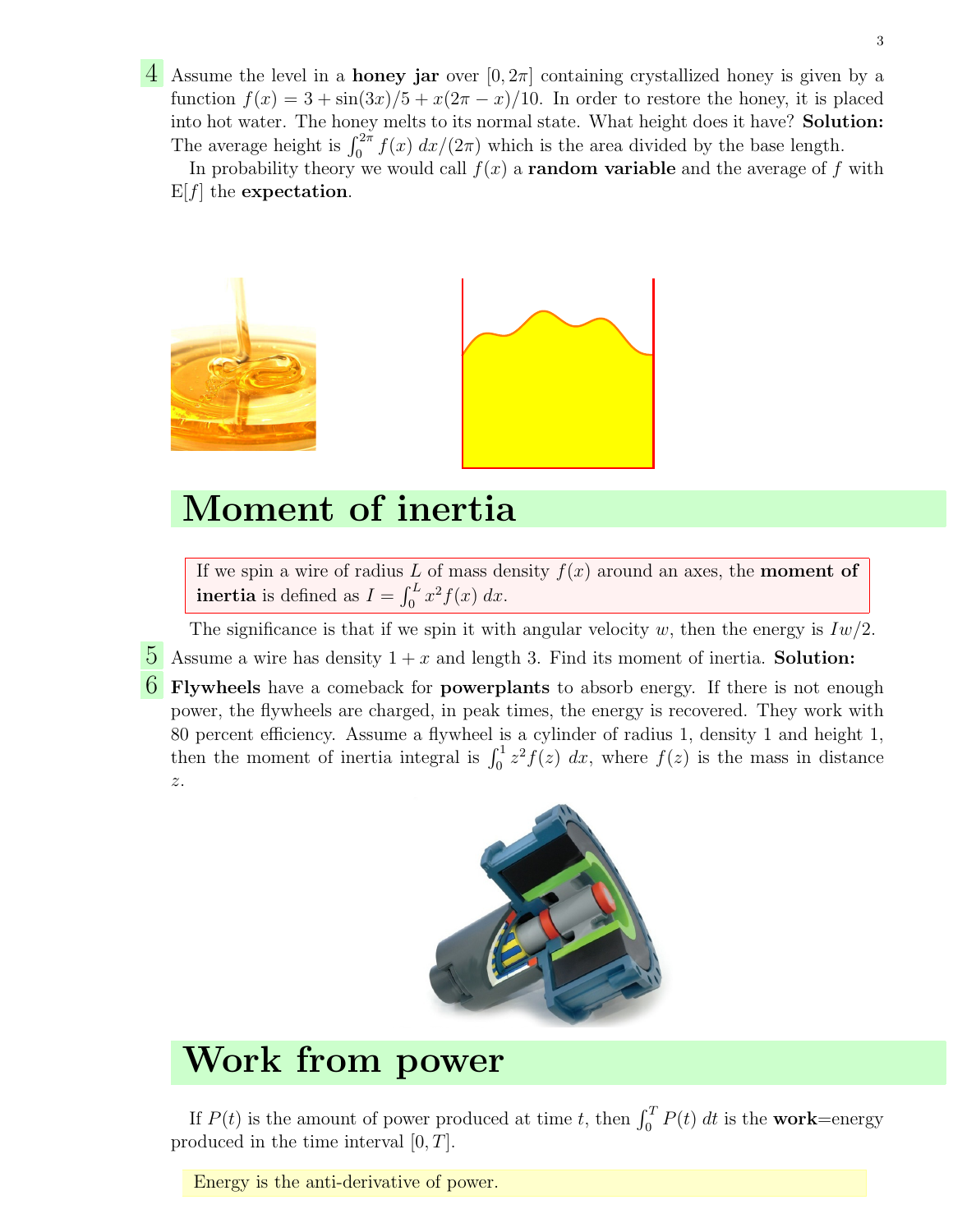4 Assume the level in a **honey jar** over $[0, 2\pi]$ containing crystallized honey is given by a function $f(x) = 3 + \sin(3x)/5 + x(2\pi - x)/10$. In order to restore the honey, it is placed into hot water. The honey melts to its normal state. What height does it have? **Solution:** The average height is $\int_0^{2\pi} f(x)\, dx/(2\pi)$ which is the area divided by the base length.

In probability theory we would call $f(x)$ a **random variable** and the average of $f$ with $\mathrm{E}[f]$ the **expectation**.

# Moment of inertia

If we spin a wire of radius $L$ of mass density $f(x)$ around an axes, the **moment of inertia** is defined as $I = \int_0^L x^2 f(x)\, dx$.

The significance is that if we spin it with angular velocity $w$, then the energy is $Iw/2$.

5 Assume a wire has density $1 + x$ and length 3. Find its moment of inertia. **Solution:**

6 **Flywheels** have a comeback for **powerplants** to absorb energy. If there is not enough power, the flywheels are charged, in peak times, the energy is recovered. They work with 80 percent efficiency. Assume a flywheel is a cylinder of radius 1, density 1 and height 1, then the moment of inertia integral is $\int_0^1 z^2 f(z)\, dx$, where $f(z)$ is the mass in distance $z$.

# Work from power

If $P(t)$ is the amount of power produced at time $t$, then $\int_0^T P(t)\, dt$ is the **work**=energy produced in the time interval $[0, T]$.

Energy is the anti-derivative of power.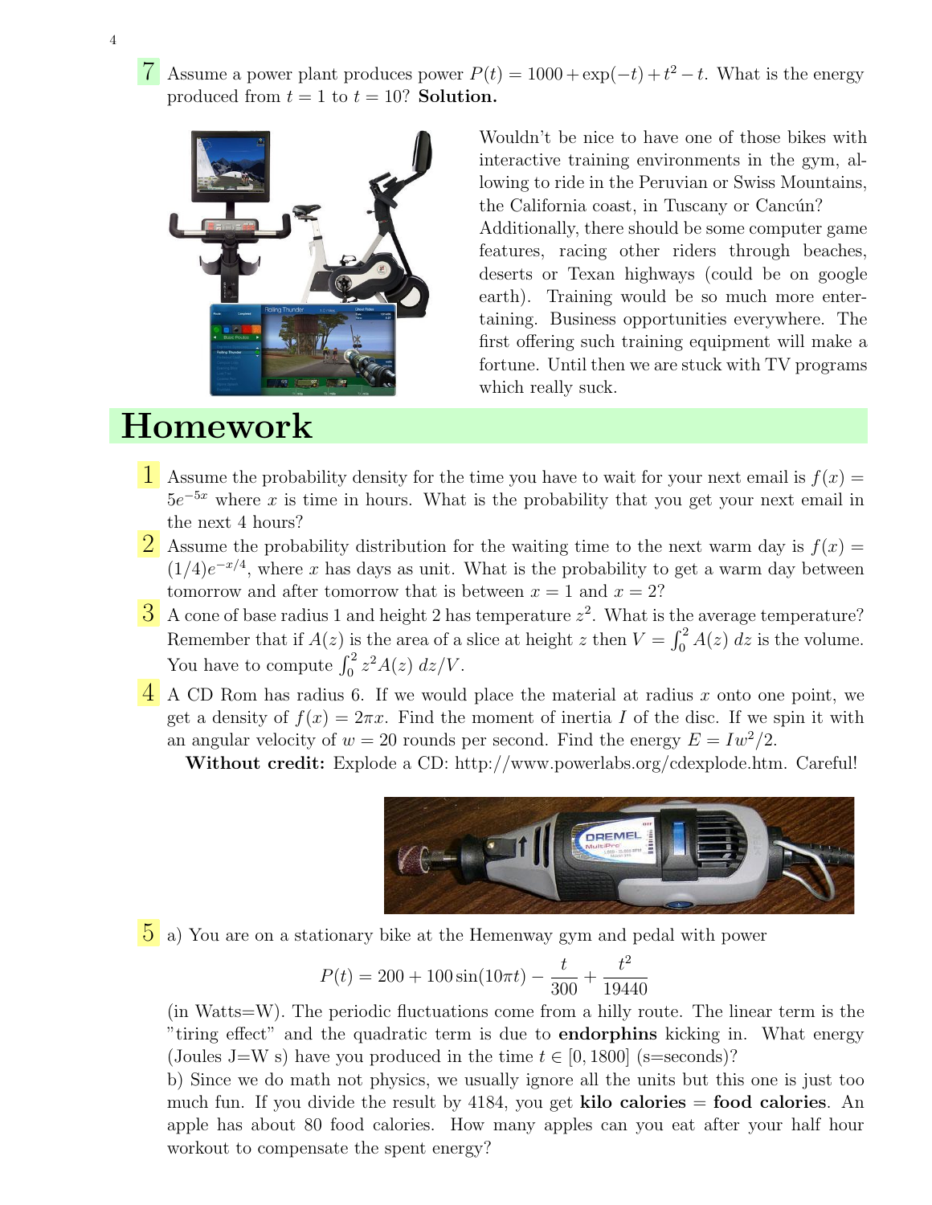**7** Assume a power plant produces power $P(t) = 1000 + \exp(-t) + t^2 - t$. What is the energy produced from $t = 1$ to $t = 10$? **Solution.**

Wouldn't be nice to have one of those bikes with interactive training environments in the gym, allowing to ride in the Peruvian or Swiss Mountains, the California coast, in Tuscany or Cancún? Additionally, there should be some computer game features, racing other riders through beaches, deserts or Texan highways (could be on google earth). Training would be so much more entertaining. Business opportunities everywhere. The first offering such training equipment will make a fortune. Until then we are stuck with TV programs which really suck.

# Homework

**1** Assume the probability density for the time you have to wait for your next email is $f(x) = 5e^{-5x}$ where $x$ is time in hours. What is the probability that you get your next email in the next 4 hours?

**2** Assume the probability distribution for the waiting time to the next warm day is $f(x) = (1/4)e^{-x/4}$, where $x$ has days as unit. What is the probability to get a warm day between tomorrow and after tomorrow that is between $x = 1$ and $x = 2$?

**3** A cone of base radius 1 and height 2 has temperature $z^2$. What is the average temperature? Remember that if $A(z)$ is the area of a slice at height $z$ then $V = \int_0^2 A(z)\, dz$ is the volume. You have to compute $\int_0^2 z^2 A(z)\, dz/V$.

**4** A CD Rom has radius 6. If we would place the material at radius $x$ onto one point, we get a density of $f(x) = 2\pi x$. Find the moment of inertia $I$ of the disc. If we spin it with an angular velocity of $w = 20$ rounds per second. Find the energy $E = Iw^2/2$.

**Without credit:** Explode a CD: http://www.powerlabs.org/cdexplode.htm. Careful!

**5** a) You are on a stationary bike at the Hemenway gym and pedal with power

$$P(t) = 200 + 100\sin(10\pi t) - \frac{t}{300} + \frac{t^2}{19440}$$

(in Watts=W). The periodic fluctuations come from a hilly route. The linear term is the "tiring effect" and the quadratic term is due to **endorphins** kicking in. What energy (Joules J=W s) have you produced in the time $t \in [0, 1800]$ (s=seconds)?

b) Since we do math not physics, we usually ignore all the units but this one is just too much fun. If you divide the result by 4184, you get **kilo calories** = **food calories**. An apple has about 80 food calories. How many apples can you eat after your half hour workout to compensate the spent energy?